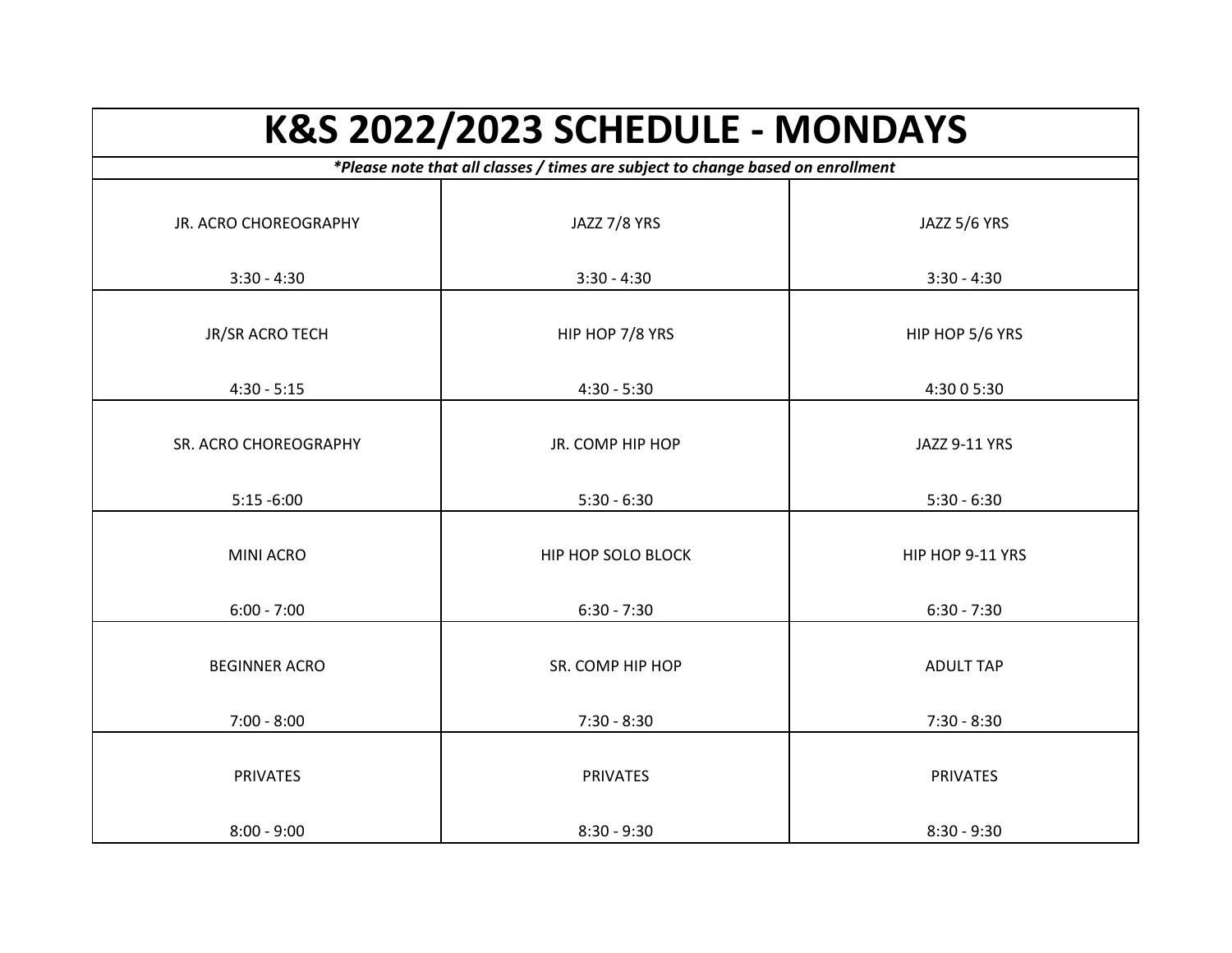# K&S 2022/2023 SCHEDULE - MONDAYS

***Please note that all classes / times are subject to change based on enrollment***

| | | |
|---|---|---|
| JR. ACRO CHOREOGRAPHY<br><br>3:30 - 4:30 | JAZZ 7/8 YRS<br><br>3:30 - 4:30 | JAZZ 5/6 YRS<br><br>3:30 - 4:30 |
| JR/SR ACRO TECH<br><br>4:30 - 5:15 | HIP HOP 7/8 YRS<br><br>4:30 - 5:30 | HIP HOP 5/6 YRS<br><br>4:30 0 5:30 |
| SR. ACRO CHOREOGRAPHY<br><br>5:15 -6:00 | JR. COMP HIP HOP<br><br>5:30 - 6:30 | JAZZ 9-11 YRS<br><br>5:30 - 6:30 |
| MINI ACRO<br><br>6:00 - 7:00 | HIP HOP SOLO BLOCK<br><br>6:30 - 7:30 | HIP HOP 9-11 YRS<br><br>6:30 - 7:30 |
| BEGINNER ACRO<br><br>7:00 - 8:00 | SR. COMP HIP HOP<br><br>7:30 - 8:30 | ADULT TAP<br><br>7:30 - 8:30 |
| PRIVATES<br><br>8:00 - 9:00 | PRIVATES<br><br>8:30 - 9:30 | PRIVATES<br><br>8:30 - 9:30 |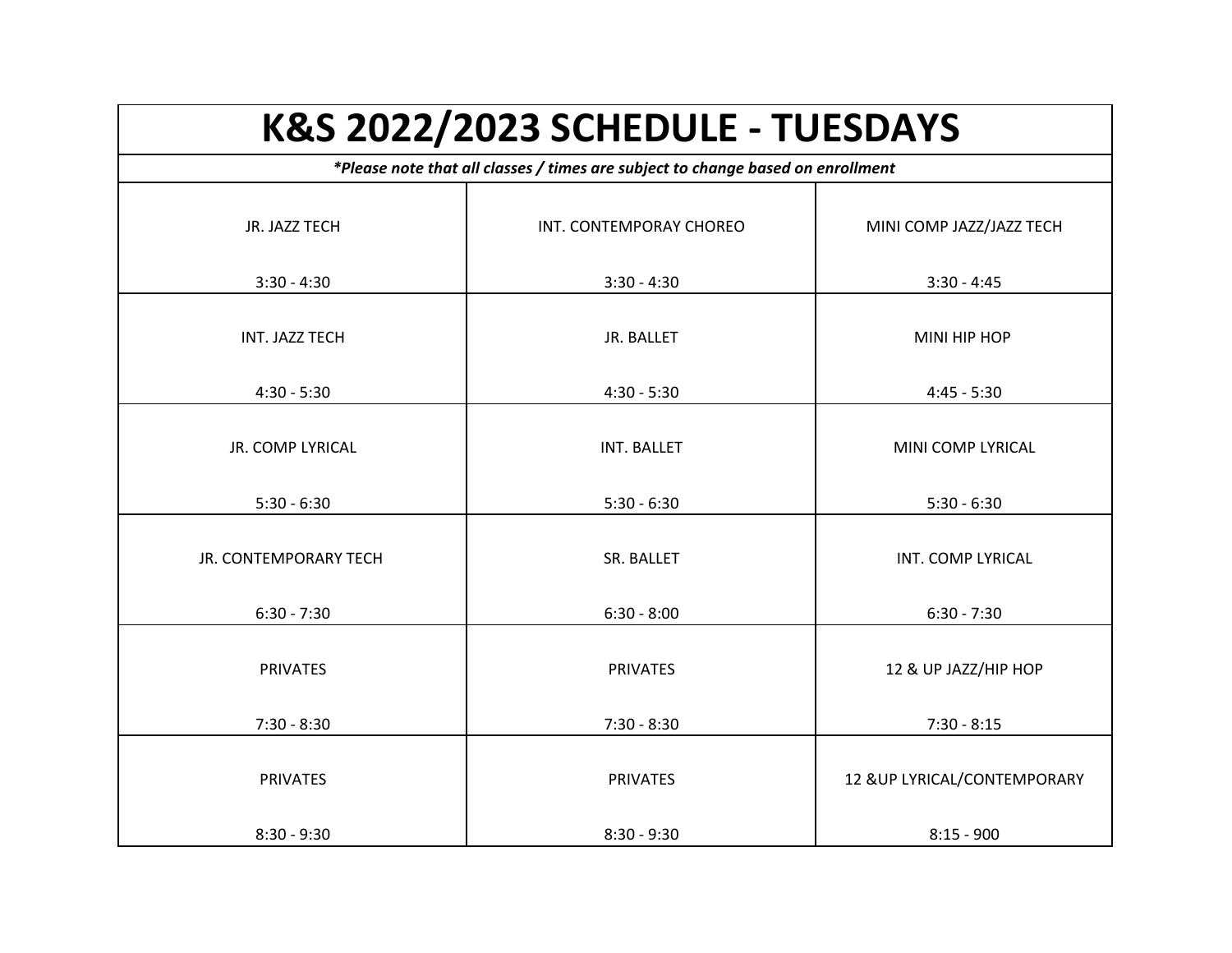# K&S 2022/2023 SCHEDULE - TUESDAYS

***Please note that all classes / times are subject to change based on enrollment***

| | | |
|---|---|---|
| JR. JAZZ TECH<br><br>3:30 - 4:30 | INT. CONTEMPORAY CHOREO<br><br>3:30 - 4:30 | MINI COMP JAZZ/JAZZ TECH<br><br>3:30 - 4:45 |
| INT. JAZZ TECH<br><br>4:30 - 5:30 | JR. BALLET<br><br>4:30 - 5:30 | MINI HIP HOP<br><br>4:45 - 5:30 |
| JR. COMP LYRICAL<br><br>5:30 - 6:30 | INT. BALLET<br><br>5:30 - 6:30 | MINI COMP LYRICAL<br><br>5:30 - 6:30 |
| JR. CONTEMPORARY TECH<br><br>6:30 - 7:30 | SR. BALLET<br><br>6:30 - 8:00 | INT. COMP LYRICAL<br><br>6:30 - 7:30 |
| PRIVATES<br><br>7:30 - 8:30 | PRIVATES<br><br>7:30 - 8:30 | 12 & UP JAZZ/HIP HOP<br><br>7:30 - 8:15 |
| PRIVATES<br><br>8:30 - 9:30 | PRIVATES<br><br>8:30 - 9:30 | 12 &UP LYRICAL/CONTEMPORARY<br><br>8:15 - 900 |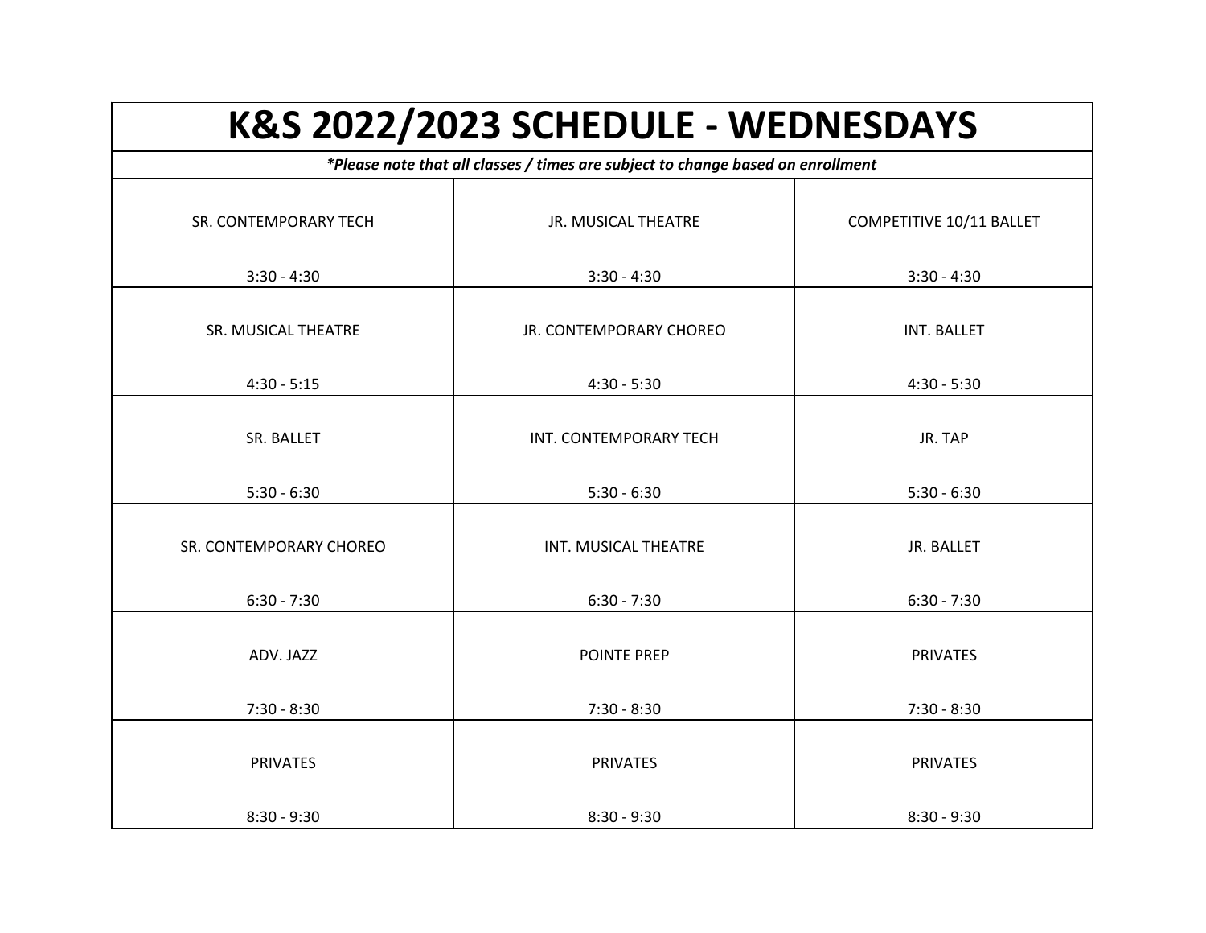# K&S 2022/2023 SCHEDULE - WEDNESDAYS

***Please note that all classes / times are subject to change based on enrollment***

| | | |
|---|---|---|
| SR. CONTEMPORARY TECH<br><br>3:30 - 4:30 | JR. MUSICAL THEATRE<br><br>3:30 - 4:30 | COMPETITIVE 10/11 BALLET<br><br>3:30 - 4:30 |
| SR. MUSICAL THEATRE<br><br>4:30 - 5:15 | JR. CONTEMPORARY CHOREO<br><br>4:30 - 5:30 | INT. BALLET<br><br>4:30 - 5:30 |
| SR. BALLET<br><br>5:30 - 6:30 | INT. CONTEMPORARY TECH<br><br>5:30 - 6:30 | JR. TAP<br><br>5:30 - 6:30 |
| SR. CONTEMPORARY CHOREO<br><br>6:30 - 7:30 | INT. MUSICAL THEATRE<br><br>6:30 - 7:30 | JR. BALLET<br><br>6:30 - 7:30 |
| ADV. JAZZ<br><br>7:30 - 8:30 | POINTE PREP<br><br>7:30 - 8:30 | PRIVATES<br><br>7:30 - 8:30 |
| PRIVATES<br><br>8:30 - 9:30 | PRIVATES<br><br>8:30 - 9:30 | PRIVATES<br><br>8:30 - 9:30 |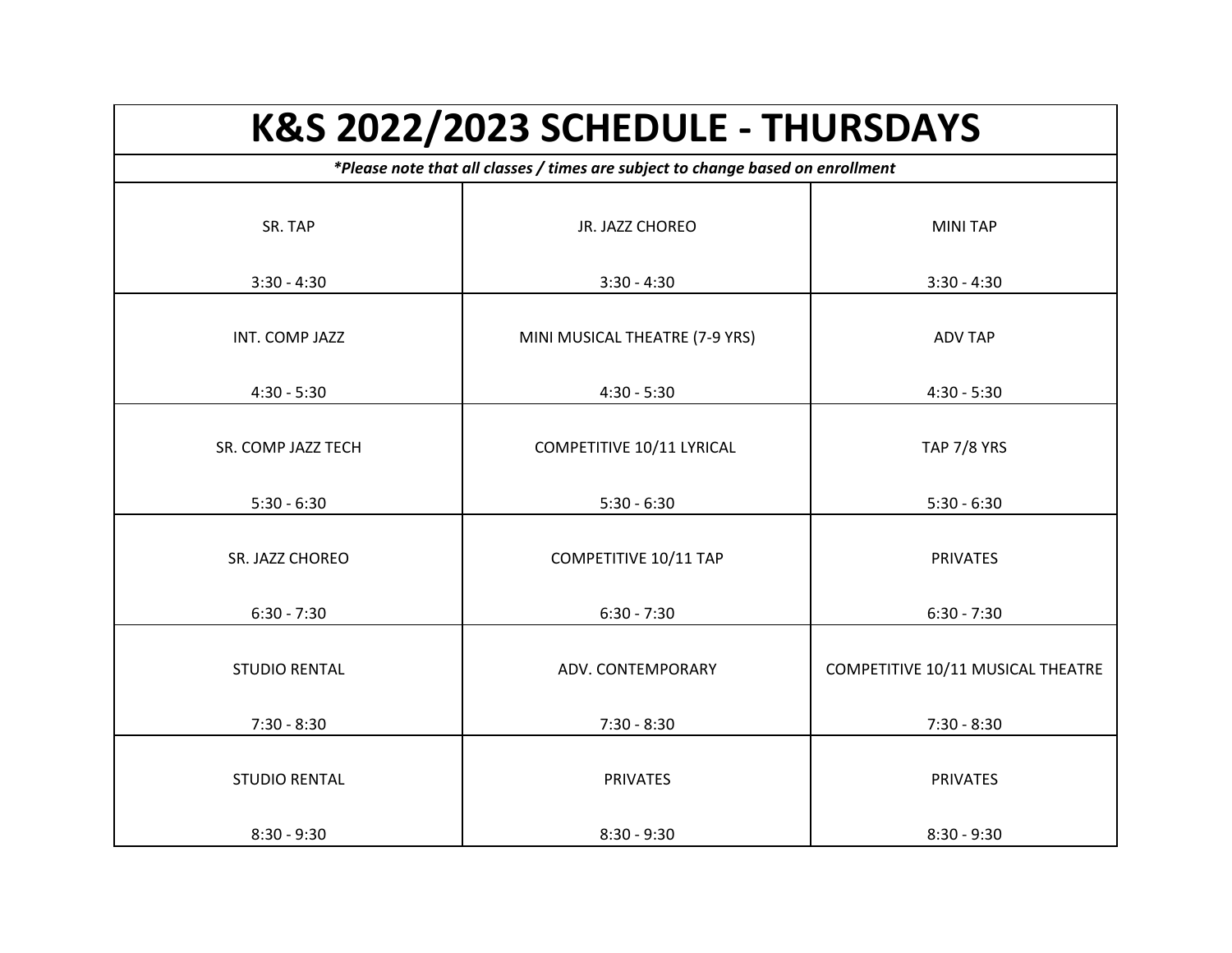# K&S 2022/2023 SCHEDULE - THURSDAYS

***Please note that all classes / times are subject to change based on enrollment**

| | | |
|---|---|---|
| SR. TAP<br><br>3:30 - 4:30 | JR. JAZZ CHOREO<br><br>3:30 - 4:30 | MINI TAP<br><br>3:30 - 4:30 |
| INT. COMP JAZZ<br><br>4:30 - 5:30 | MINI MUSICAL THEATRE (7-9 YRS)<br><br>4:30 - 5:30 | ADV TAP<br><br>4:30 - 5:30 |
| SR. COMP JAZZ TECH<br><br>5:30 - 6:30 | COMPETITIVE 10/11 LYRICAL<br><br>5:30 - 6:30 | TAP 7/8 YRS<br><br>5:30 - 6:30 |
| SR. JAZZ CHOREO<br><br>6:30 - 7:30 | COMPETITIVE 10/11 TAP<br><br>6:30 - 7:30 | PRIVATES<br><br>6:30 - 7:30 |
| STUDIO RENTAL<br><br>7:30 - 8:30 | ADV. CONTEMPORARY<br><br>7:30 - 8:30 | COMPETITIVE 10/11 MUSICAL THEATRE<br><br>7:30 - 8:30 |
| STUDIO RENTAL<br><br>8:30 - 9:30 | PRIVATES<br><br>8:30 - 9:30 | PRIVATES<br><br>8:30 - 9:30 |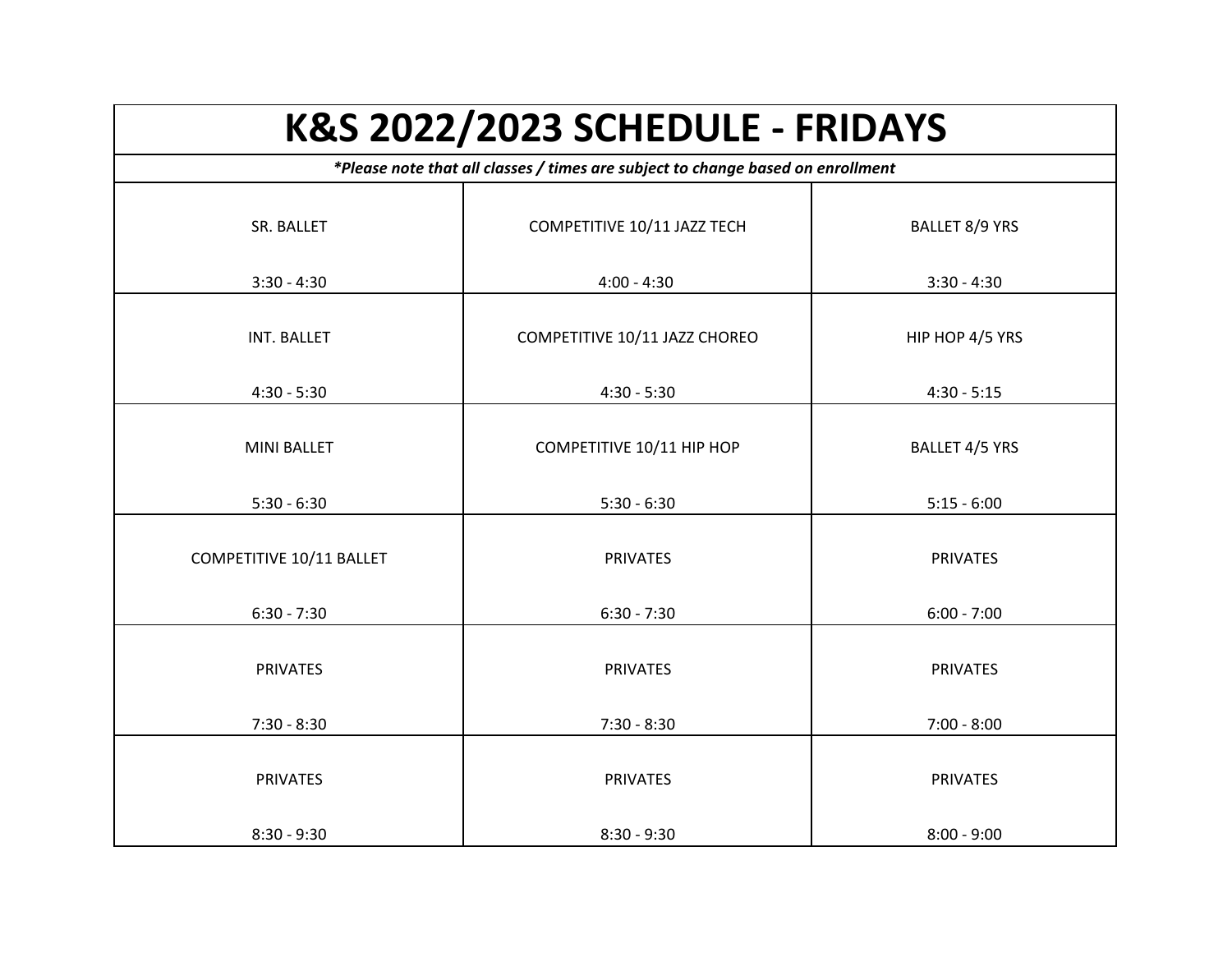# K&S 2022/2023 SCHEDULE - FRIDAYS

***Please note that all classes / times are subject to change based on enrollment***

| | | |
|---|---|---|
| SR. BALLET<br><br>3:30 - 4:30 | COMPETITIVE 10/11 JAZZ TECH<br><br>4:00 - 4:30 | BALLET 8/9 YRS<br><br>3:30 - 4:30 |
| INT. BALLET<br><br>4:30 - 5:30 | COMPETITIVE 10/11 JAZZ CHOREO<br><br>4:30 - 5:30 | HIP HOP 4/5 YRS<br><br>4:30 - 5:15 |
| MINI BALLET<br><br>5:30 - 6:30 | COMPETITIVE 10/11 HIP HOP<br><br>5:30 - 6:30 | BALLET 4/5 YRS<br><br>5:15 - 6:00 |
| COMPETITIVE 10/11 BALLET<br><br>6:30 - 7:30 | PRIVATES<br><br>6:30 - 7:30 | PRIVATES<br><br>6:00 - 7:00 |
| PRIVATES<br><br>7:30 - 8:30 | PRIVATES<br><br>7:30 - 8:30 | PRIVATES<br><br>7:00 - 8:00 |
| PRIVATES<br><br>8:30 - 9:30 | PRIVATES<br><br>8:30 - 9:30 | PRIVATES<br><br>8:00 - 9:00 |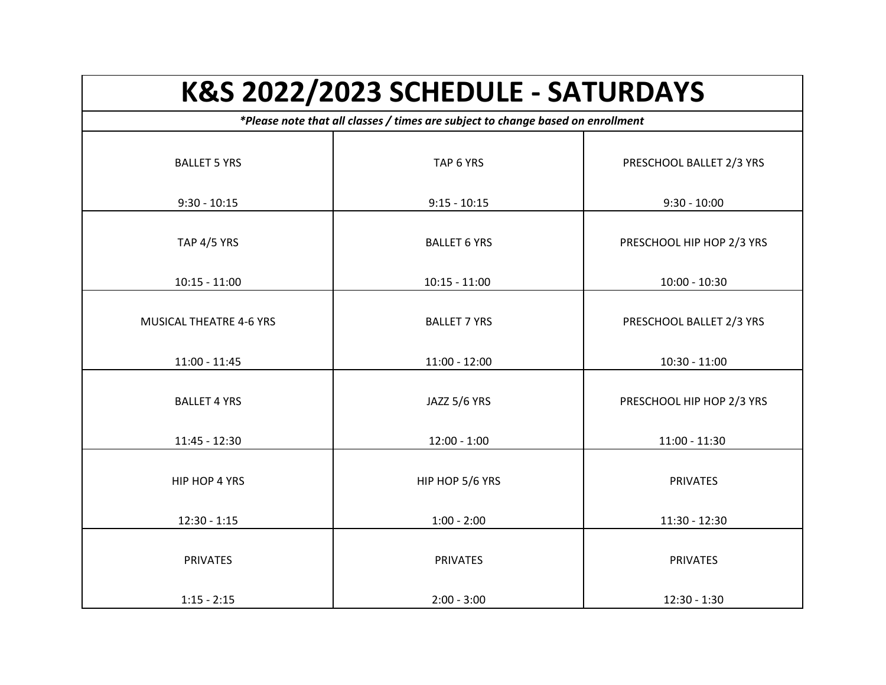# K&S 2022/2023 SCHEDULE - SATURDAYS

***Please note that all classes / times are subject to change based on enrollment***

| | | |
|---|---|---|
| BALLET 5 YRS<br><br>9:30 - 10:15 | TAP 6 YRS<br><br>9:15 - 10:15 | PRESCHOOL BALLET 2/3 YRS<br><br>9:30 - 10:00 |
| TAP 4/5 YRS<br><br>10:15 - 11:00 | BALLET 6 YRS<br><br>10:15 - 11:00 | PRESCHOOL HIP HOP 2/3 YRS<br><br>10:00 - 10:30 |
| MUSICAL THEATRE 4-6 YRS<br><br>11:00 - 11:45 | BALLET 7 YRS<br><br>11:00 - 12:00 | PRESCHOOL BALLET 2/3 YRS<br><br>10:30 - 11:00 |
| BALLET 4 YRS<br><br>11:45 - 12:30 | JAZZ 5/6 YRS<br><br>12:00 - 1:00 | PRESCHOOL HIP HOP 2/3 YRS<br><br>11:00 - 11:30 |
| HIP HOP 4 YRS<br><br>12:30 - 1:15 | HIP HOP 5/6 YRS<br><br>1:00 - 2:00 | PRIVATES<br><br>11:30 - 12:30 |
| PRIVATES<br><br>1:15 - 2:15 | PRIVATES<br><br>2:00 - 3:00 | PRIVATES<br><br>12:30 - 1:30 |